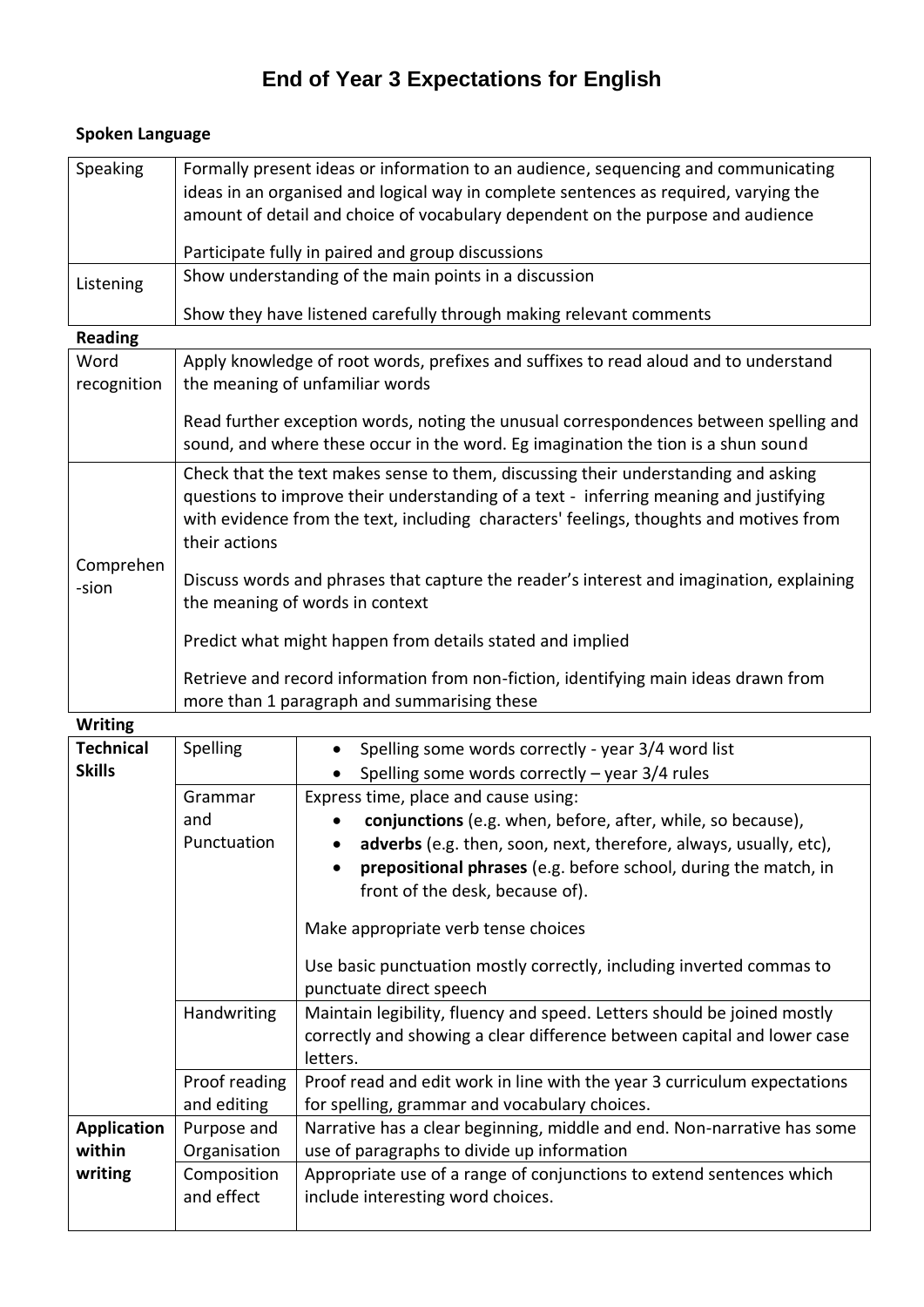# End of Year 3 Expectations for English

**Spoken Language**

| | |
|---|---|
| Speaking | Formally present ideas or information to an audience, sequencing and communicating ideas in an organised and logical way in complete sentences as required, varying the amount of detail and choice of vocabulary dependent on the purpose and audience<br><br>Participate fully in paired and group discussions |
| Listening | Show understanding of the main points in a discussion<br><br>Show they have listened carefully through making relevant comments |

**Reading**

| | |
|---|---|
| Word recognition | Apply knowledge of root words, prefixes and suffixes to read aloud and to understand the meaning of unfamiliar words<br><br>Read further exception words, noting the unusual correspondences between spelling and sound, and where these occur in the word. Eg imagination the tion is a shun sound |
| Comprehen-sion | Check that the text makes sense to them, discussing their understanding and asking questions to improve their understanding of a text - inferring meaning and justifying with evidence from the text, including characters' feelings, thoughts and motives from their actions<br><br>Discuss words and phrases that capture the reader's interest and imagination, explaining the meaning of words in context<br><br>Predict what might happen from details stated and implied<br><br>Retrieve and record information from non-fiction, identifying main ideas drawn from more than 1 paragraph and summarising these |

**Writing**

| | | |
|---|---|---|
| **Technical Skills** | Spelling | • Spelling some words correctly - year 3/4 word list<br>• Spelling some words correctly – year 3/4 rules |
| | Grammar and Punctuation | Express time, place and cause using:<br>• **conjunctions** (e.g. when, before, after, while, so because),<br>• **adverbs** (e.g. then, soon, next, therefore, always, usually, etc),<br>• **prepositional phrases** (e.g. before school, during the match, in front of the desk, because of).<br><br>Make appropriate verb tense choices<br><br>Use basic punctuation mostly correctly, including inverted commas to punctuate direct speech |
| | Handwriting | Maintain legibility, fluency and speed. Letters should be joined mostly correctly and showing a clear difference between capital and lower case letters. |
| | Proof reading and editing | Proof read and edit work in line with the year 3 curriculum expectations for spelling, grammar and vocabulary choices. |
| **Application within writing** | Purpose and Organisation | Narrative has a clear beginning, middle and end. Non-narrative has some use of paragraphs to divide up information |
| | Composition and effect | Appropriate use of a range of conjunctions to extend sentences which include interesting word choices. |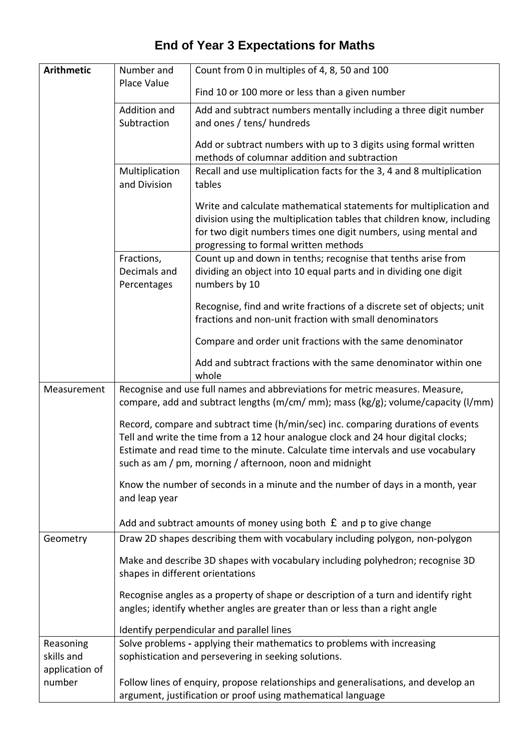# End of Year 3 Expectations for Maths

| | | |
|---|---|---|
| **Arithmetic** | Number and Place Value | Count from 0 in multiples of 4, 8, 50 and 100<br><br>Find 10 or 100 more or less than a given number |
| | Addition and Subtraction | Add and subtract numbers mentally including a three digit number and ones / tens/ hundreds<br><br>Add or subtract numbers with up to 3 digits using formal written methods of columnar addition and subtraction |
| | Multiplication and Division | Recall and use multiplication facts for the 3, 4 and 8 multiplication tables<br><br>Write and calculate mathematical statements for multiplication and division using the multiplication tables that children know, including for two digit numbers times one digit numbers, using mental and progressing to formal written methods |
| | Fractions, Decimals and Percentages | Count up and down in tenths; recognise that tenths arise from dividing an object into 10 equal parts and in dividing one digit numbers by 10<br><br>Recognise, find and write fractions of a discrete set of objects; unit fractions and non-unit fraction with small denominators<br><br>Compare and order unit fractions with the same denominator<br><br>Add and subtract fractions with the same denominator within one whole |
| Measurement | Recognise and use full names and abbreviations for metric measures. Measure, compare, add and subtract lengths (m/cm/ mm); mass (kg/g); volume/capacity (l/mm)<br><br>Record, compare and subtract time (h/min/sec) inc. comparing durations of events Tell and write the time from a 12 hour analogue clock and 24 hour digital clocks; Estimate and read time to the minute. Calculate time intervals and use vocabulary such as am / pm, morning / afternoon, noon and midnight<br><br>Know the number of seconds in a minute and the number of days in a month, year and leap year<br><br>Add and subtract amounts of money using both £ and p to give change | |
| Geometry | Draw 2D shapes describing them with vocabulary including polygon, non-polygon<br><br>Make and describe 3D shapes with vocabulary including polyhedron; recognise 3D shapes in different orientations<br><br>Recognise angles as a property of shape or description of a turn and identify right angles; identify whether angles are greater than or less than a right angle<br><br>Identify perpendicular and parallel lines | |
| Reasoning skills and application of number | Solve problems - applying their mathematics to problems with increasing sophistication and persevering in seeking solutions.<br><br>Follow lines of enquiry, propose relationships and generalisations, and develop an argument, justification or proof using mathematical language | |